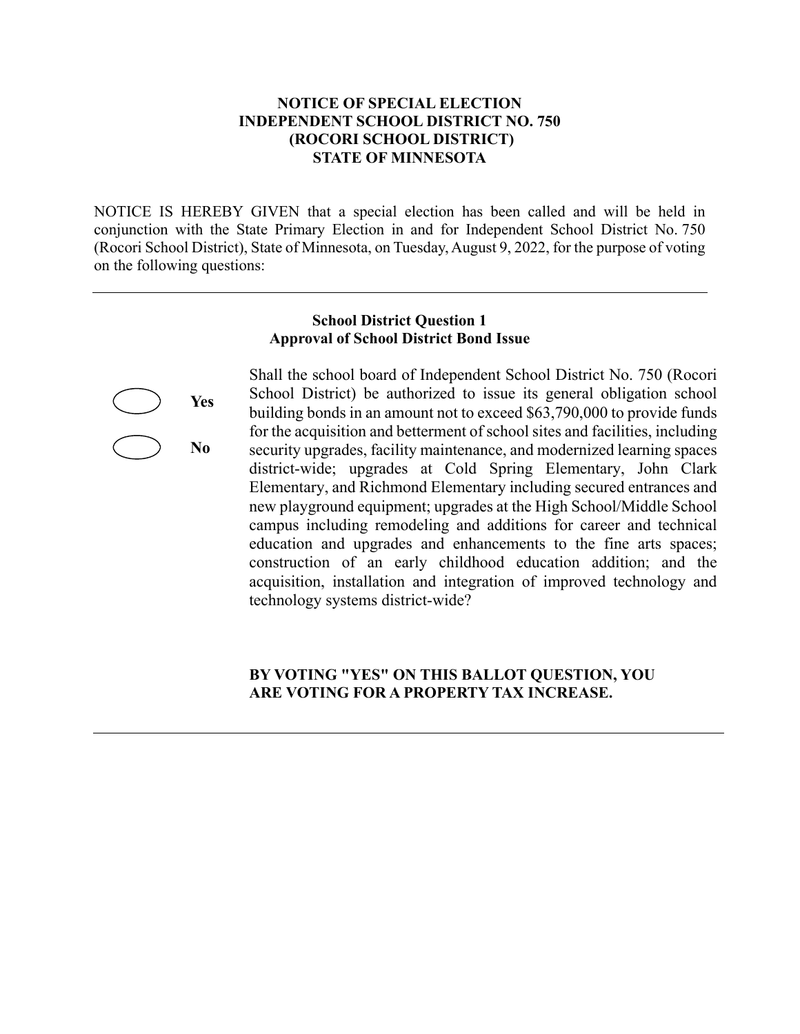# NOTICE OF SPECIAL ELECTION
# INDEPENDENT SCHOOL DISTRICT NO. 750
# (ROCORI SCHOOL DISTRICT)
# STATE OF MINNESOTA

NOTICE IS HEREBY GIVEN that a special election has been called and will be held in conjunction with the State Primary Election in and for Independent School District No. 750 (Rocori School District), State of Minnesota, on Tuesday, August 9, 2022, for the purpose of voting on the following questions:

---

## School District Question 1
## Approval of School District Bond Issue

◯ **Yes**

◯ **No**

Shall the school board of Independent School District No. 750 (Rocori School District) be authorized to issue its general obligation school building bonds in an amount not to exceed $63,790,000 to provide funds for the acquisition and betterment of school sites and facilities, including security upgrades, facility maintenance, and modernized learning spaces district-wide; upgrades at Cold Spring Elementary, John Clark Elementary, and Richmond Elementary including secured entrances and new playground equipment; upgrades at the High School/Middle School campus including remodeling and additions for career and technical education and upgrades and enhancements to the fine arts spaces; construction of an early childhood education addition; and the acquisition, installation and integration of improved technology and technology systems district-wide?

**BY VOTING "YES" ON THIS BALLOT QUESTION, YOU ARE VOTING FOR A PROPERTY TAX INCREASE.**

---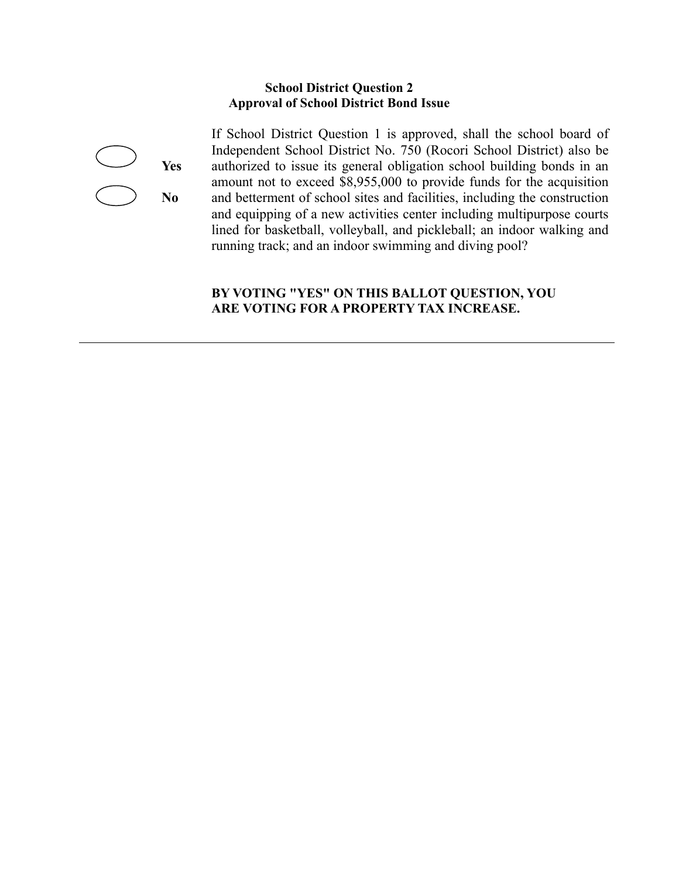**School District Question 2**
**Approval of School District Bond Issue**

◯ **Yes**

◯ **No**

If School District Question 1 is approved, shall the school board of Independent School District No. 750 (Rocori School District) also be authorized to issue its general obligation school building bonds in an amount not to exceed $8,955,000 to provide funds for the acquisition and betterment of school sites and facilities, including the construction and equipping of a new activities center including multipurpose courts lined for basketball, volleyball, and pickleball; an indoor walking and running track; and an indoor swimming and diving pool?

**BY VOTING "YES" ON THIS BALLOT QUESTION, YOU ARE VOTING FOR A PROPERTY TAX INCREASE.**

---